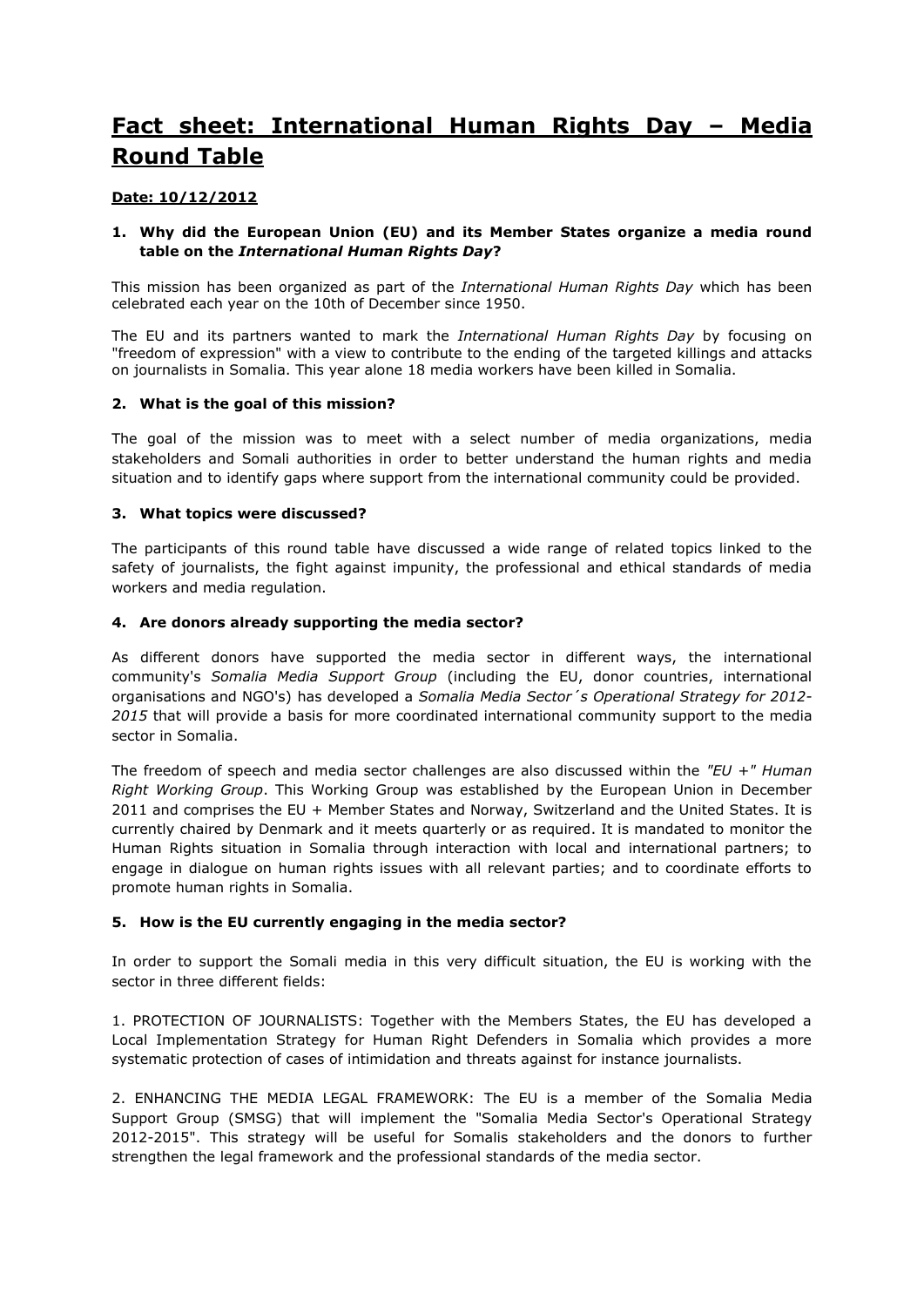# **Fact sheet: International Human Rights Day – Media Round Table**

**Date: 10/12/2012**

**1. Why did the European Union (EU) and its Member States organize a media round table on the *International Human Rights Day*?**

This mission has been organized as part of the *International Human Rights Day* which has been celebrated each year on the 10th of December since 1950.

The EU and its partners wanted to mark the *International Human Rights Day* by focusing on "freedom of expression" with a view to contribute to the ending of the targeted killings and attacks on journalists in Somalia. This year alone 18 media workers have been killed in Somalia.

**2. What is the goal of this mission?**

The goal of the mission was to meet with a select number of media organizations, media stakeholders and Somali authorities in order to better understand the human rights and media situation and to identify gaps where support from the international community could be provided.

**3. What topics were discussed?**

The participants of this round table have discussed a wide range of related topics linked to the safety of journalists, the fight against impunity, the professional and ethical standards of media workers and media regulation.

**4. Are donors already supporting the media sector?**

As different donors have supported the media sector in different ways, the international community's *Somalia Media Support Group* (including the EU, donor countries, international organisations and NGO's) has developed a *Somalia Media Sector´s Operational Strategy for 2012-2015* that will provide a basis for more coordinated international community support to the media sector in Somalia.

The freedom of speech and media sector challenges are also discussed within the *"EU +" Human Right Working Group*. This Working Group was established by the European Union in December 2011 and comprises the EU + Member States and Norway, Switzerland and the United States. It is currently chaired by Denmark and it meets quarterly or as required. It is mandated to monitor the Human Rights situation in Somalia through interaction with local and international partners; to engage in dialogue on human rights issues with all relevant parties; and to coordinate efforts to promote human rights in Somalia.

**5. How is the EU currently engaging in the media sector?**

In order to support the Somali media in this very difficult situation, the EU is working with the sector in three different fields:

1. PROTECTION OF JOURNALISTS: Together with the Members States, the EU has developed a Local Implementation Strategy for Human Right Defenders in Somalia which provides a more systematic protection of cases of intimidation and threats against for instance journalists.

2. ENHANCING THE MEDIA LEGAL FRAMEWORK: The EU is a member of the Somalia Media Support Group (SMSG) that will implement the "Somalia Media Sector's Operational Strategy 2012-2015". This strategy will be useful for Somalis stakeholders and the donors to further strengthen the legal framework and the professional standards of the media sector.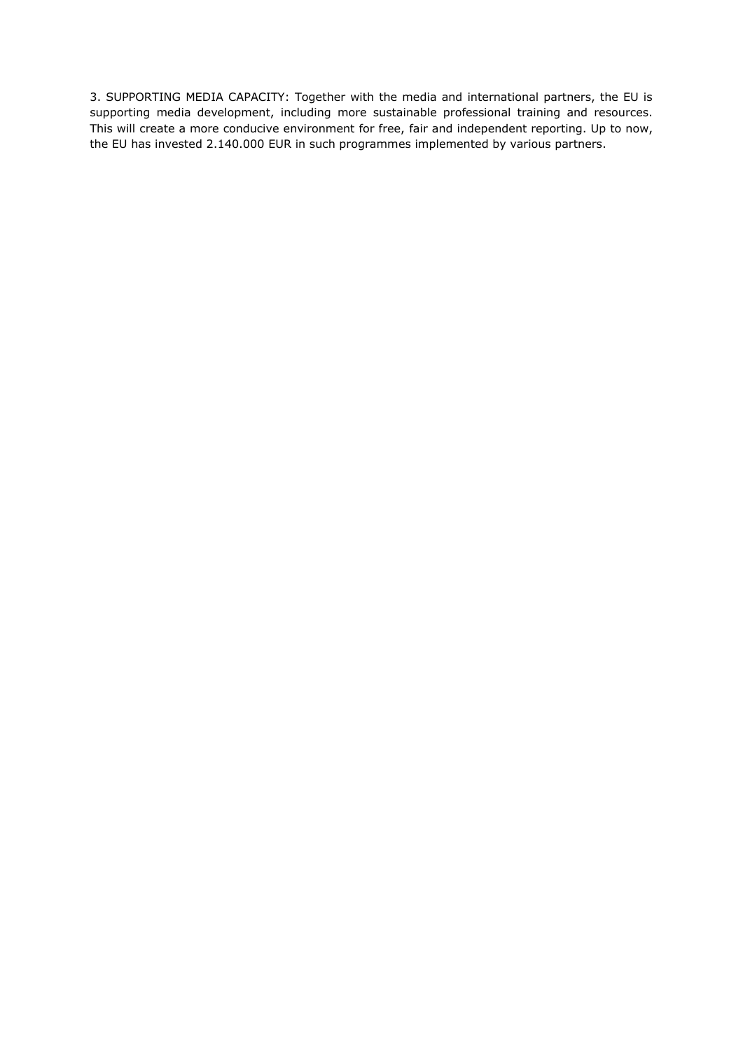3. SUPPORTING MEDIA CAPACITY: Together with the media and international partners, the EU is supporting media development, including more sustainable professional training and resources. This will create a more conducive environment for free, fair and independent reporting. Up to now, the EU has invested 2.140.000 EUR in such programmes implemented by various partners.